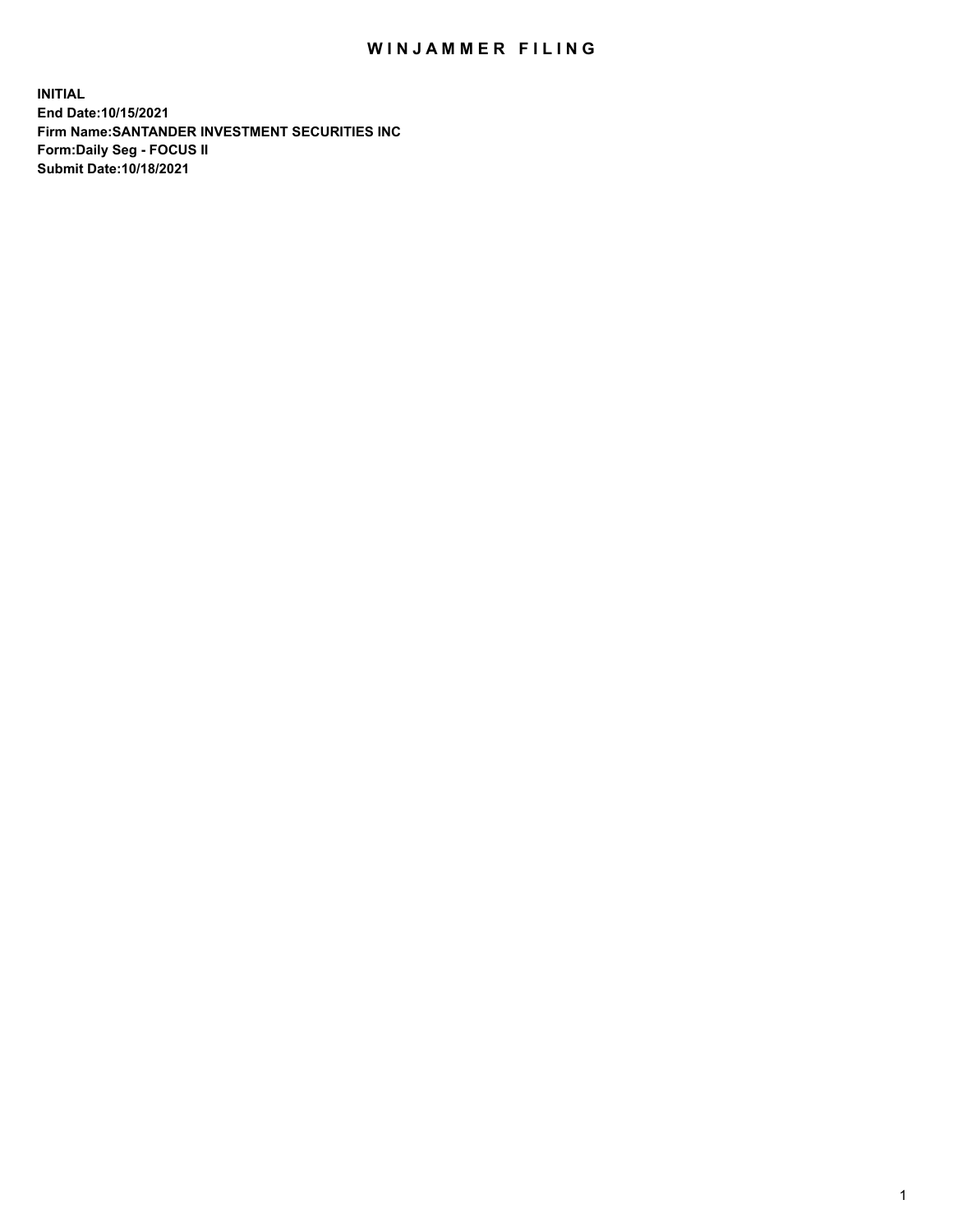# WINJAMMER FILING

**INITIAL**
**End Date:10/15/2021**
**Firm Name:SANTANDER INVESTMENT SECURITIES INC**
**Form:Daily Seg - FOCUS II**
**Submit Date:10/18/2021**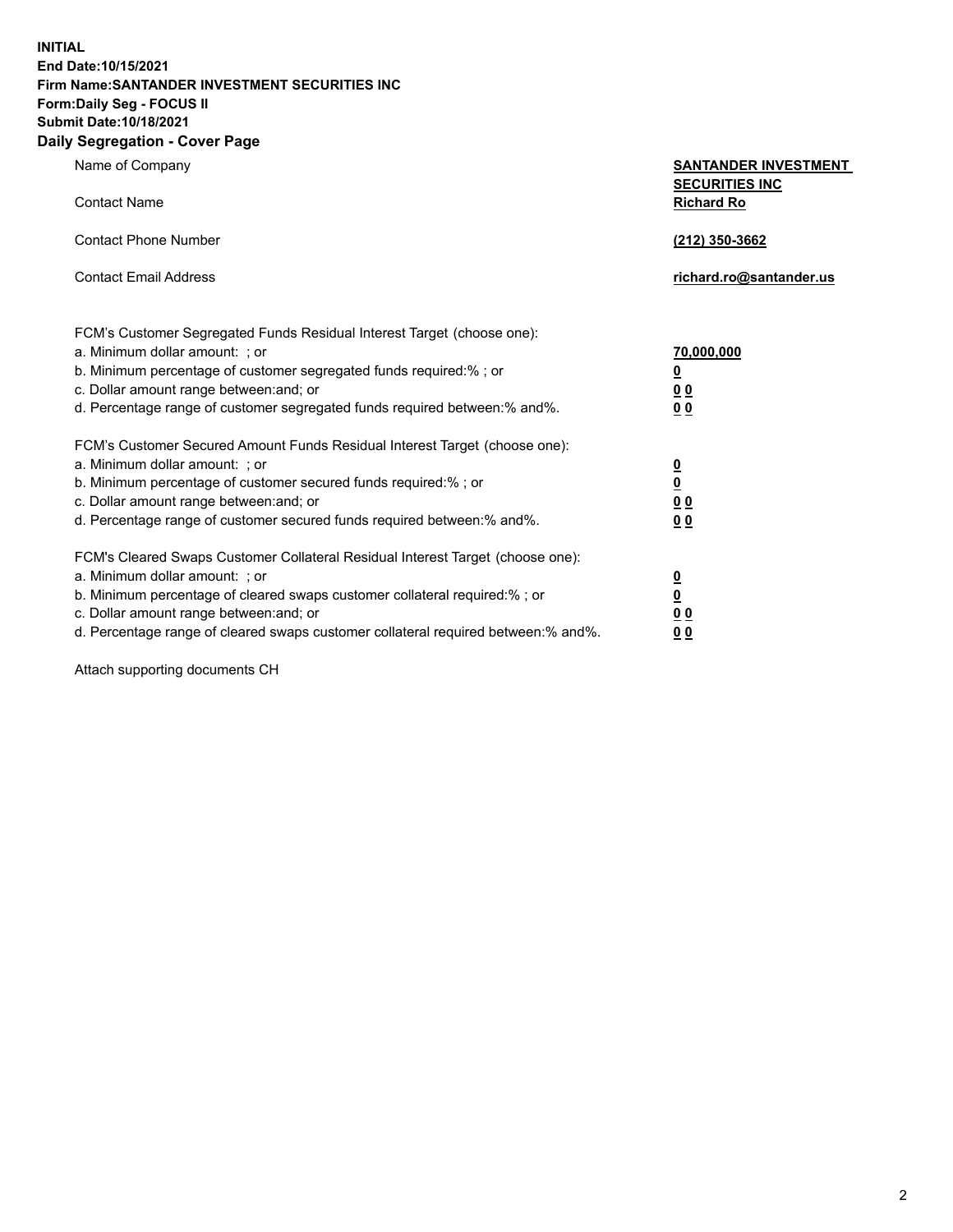**INITIAL**
**End Date:10/15/2021**
**Firm Name:SANTANDER INVESTMENT SECURITIES INC**
**Form:Daily Seg - FOCUS II**
**Submit Date:10/18/2021**

## Daily Segregation - Cover Page

| | |
|---|---|
| Name of Company | **SANTANDER INVESTMENT SECURITIES INC** |
| Contact Name | **Richard Ro** |
| Contact Phone Number | **(212) 350-3662** |
| Contact Email Address | **richard.ro@santander.us** |

FCM's Customer Segregated Funds Residual Interest Target (choose one):

| | |
|---|---|
| a. Minimum dollar amount: ; or | **70,000,000** |
| b. Minimum percentage of customer segregated funds required:% ; or | **0** |
| c. Dollar amount range between:and; or | **0 0** |
| d. Percentage range of customer segregated funds required between:% and%. | **0 0** |

FCM's Customer Secured Amount Funds Residual Interest Target (choose one):

| | |
|---|---|
| a. Minimum dollar amount: ; or | **0** |
| b. Minimum percentage of customer secured funds required:% ; or | **0** |
| c. Dollar amount range between:and; or | **0 0** |
| d. Percentage range of customer secured funds required between:% and%. | **0 0** |

FCM's Cleared Swaps Customer Collateral Residual Interest Target (choose one):

| | |
|---|---|
| a. Minimum dollar amount: ; or | **0** |
| b. Minimum percentage of cleared swaps customer collateral required:% ; or | **0** |
| c. Dollar amount range between:and; or | **0 0** |
| d. Percentage range of cleared swaps customer collateral required between:% and%. | **0 0** |

Attach supporting documents CH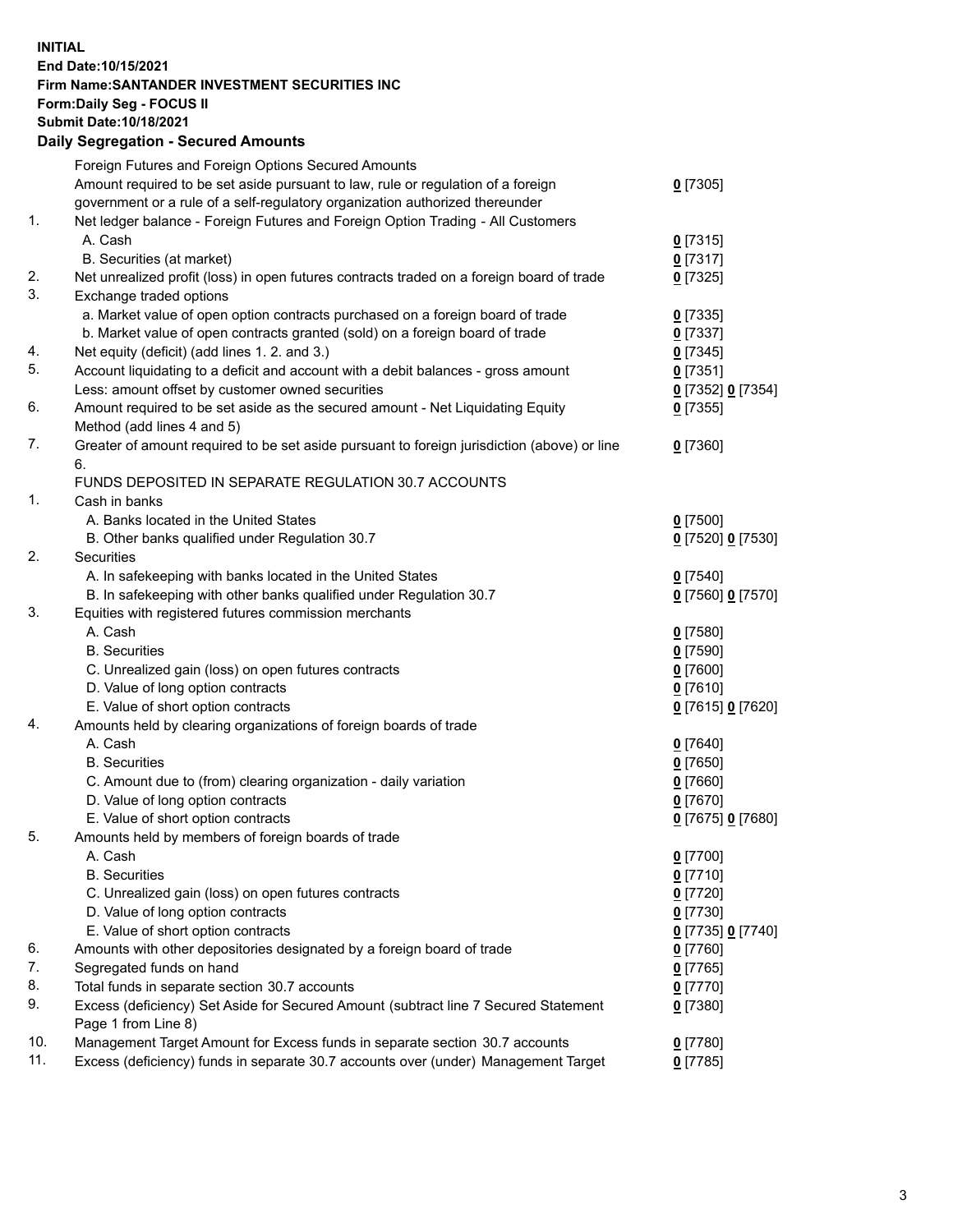**INITIAL**
**End Date:10/15/2021**
**Firm Name:SANTANDER INVESTMENT SECURITIES INC**
**Form:Daily Seg - FOCUS II**
**Submit Date:10/18/2021**

### Daily Segregation - Secured Amounts

| | | |
|---|---|---|
| | Foreign Futures and Foreign Options Secured Amounts | |
| | Amount required to be set aside pursuant to law, rule or regulation of a foreign government or a rule of a self-regulatory organization authorized thereunder | 0 [7305] |
| 1. | Net ledger balance - Foreign Futures and Foreign Option Trading - All Customers | |
| | A. Cash | 0 [7315] |
| | B. Securities (at market) | 0 [7317] |
| 2. | Net unrealized profit (loss) in open futures contracts traded on a foreign board of trade | 0 [7325] |
| 3. | Exchange traded options | |
| | a. Market value of open option contracts purchased on a foreign board of trade | 0 [7335] |
| | b. Market value of open contracts granted (sold) on a foreign board of trade | 0 [7337] |
| 4. | Net equity (deficit) (add lines 1. 2. and 3.) | 0 [7345] |
| 5. | Account liquidating to a deficit and account with a debit balances - gross amount | 0 [7351] |
| | Less: amount offset by customer owned securities | 0 [7352] 0 [7354] |
| 6. | Amount required to be set aside as the secured amount - Net Liquidating Equity Method (add lines 4 and 5) | 0 [7355] |
| 7. | Greater of amount required to be set aside pursuant to foreign jurisdiction (above) or line 6. | 0 [7360] |
| | FUNDS DEPOSITED IN SEPARATE REGULATION 30.7 ACCOUNTS | |
| 1. | Cash in banks | |
| | A. Banks located in the United States | 0 [7500] |
| | B. Other banks qualified under Regulation 30.7 | 0 [7520] 0 [7530] |
| 2. | Securities | |
| | A. In safekeeping with banks located in the United States | 0 [7540] |
| | B. In safekeeping with other banks qualified under Regulation 30.7 | 0 [7560] 0 [7570] |
| 3. | Equities with registered futures commission merchants | |
| | A. Cash | 0 [7580] |
| | B. Securities | 0 [7590] |
| | C. Unrealized gain (loss) on open futures contracts | 0 [7600] |
| | D. Value of long option contracts | 0 [7610] |
| | E. Value of short option contracts | 0 [7615] 0 [7620] |
| 4. | Amounts held by clearing organizations of foreign boards of trade | |
| | A. Cash | 0 [7640] |
| | B. Securities | 0 [7650] |
| | C. Amount due to (from) clearing organization - daily variation | 0 [7660] |
| | D. Value of long option contracts | 0 [7670] |
| | E. Value of short option contracts | 0 [7675] 0 [7680] |
| 5. | Amounts held by members of foreign boards of trade | |
| | A. Cash | 0 [7700] |
| | B. Securities | 0 [7710] |
| | C. Unrealized gain (loss) on open futures contracts | 0 [7720] |
| | D. Value of long option contracts | 0 [7730] |
| | E. Value of short option contracts | 0 [7735] 0 [7740] |
| 6. | Amounts with other depositories designated by a foreign board of trade | 0 [7760] |
| 7. | Segregated funds on hand | 0 [7765] |
| 8. | Total funds in separate section 30.7 accounts | 0 [7770] |
| 9. | Excess (deficiency) Set Aside for Secured Amount (subtract line 7 Secured Statement Page 1 from Line 8) | 0 [7380] |
| 10. | Management Target Amount for Excess funds in separate section 30.7 accounts | 0 [7780] |
| 11. | Excess (deficiency) funds in separate 30.7 accounts over (under) Management Target | 0 [7785] |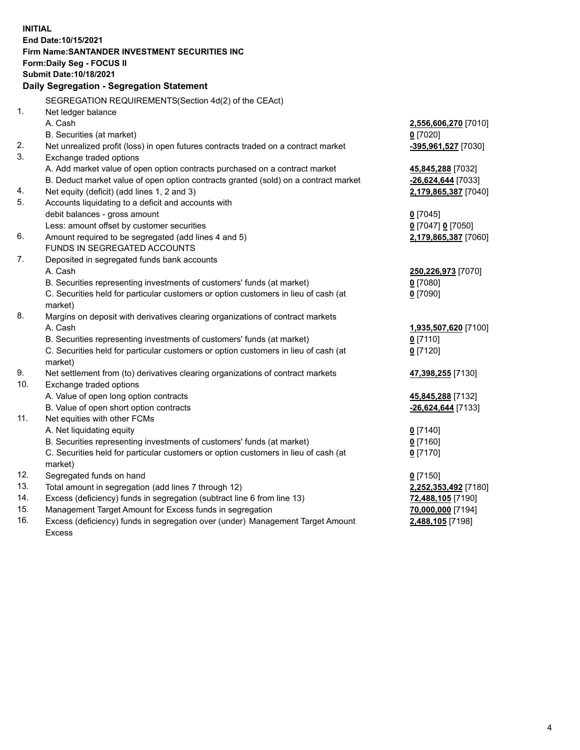**INITIAL**
**End Date:10/15/2021**
**Firm Name:SANTANDER INVESTMENT SECURITIES INC**
**Form:Daily Seg - FOCUS II**
**Submit Date:10/18/2021**

**Daily Segregation - Segregation Statement**

SEGREGATION REQUIREMENTS(Section 4d(2) of the CEAct)

| | | |
|---|---|---|
| 1. | Net ledger balance | |
| | A. Cash | **2,556,606,270** [7010] |
| | B. Securities (at market) | **0** [7020] |
| 2. | Net unrealized profit (loss) in open futures contracts traded on a contract market | **-395,961,527** [7030] |
| 3. | Exchange traded options | |
| | A. Add market value of open option contracts purchased on a contract market | **45,845,288** [7032] |
| | B. Deduct market value of open option contracts granted (sold) on a contract market | **-26,624,644** [7033] |
| 4. | Net equity (deficit) (add lines 1, 2 and 3) | **2,179,865,387** [7040] |
| 5. | Accounts liquidating to a deficit and accounts with debit balances - gross amount | **0** [7045] |
| | Less: amount offset by customer securities | **0** [7047] **0** [7050] |
| 6. | Amount required to be segregated (add lines 4 and 5) | **2,179,865,387** [7060] |
| | FUNDS IN SEGREGATED ACCOUNTS | |
| 7. | Deposited in segregated funds bank accounts | |
| | A. Cash | **250,226,973** [7070] |
| | B. Securities representing investments of customers' funds (at market) | **0** [7080] |
| | C. Securities held for particular customers or option customers in lieu of cash (at market) | **0** [7090] |
| 8. | Margins on deposit with derivatives clearing organizations of contract markets | |
| | A. Cash | **1,935,507,620** [7100] |
| | B. Securities representing investments of customers' funds (at market) | **0** [7110] |
| | C. Securities held for particular customers or option customers in lieu of cash (at market) | **0** [7120] |
| 9. | Net settlement from (to) derivatives clearing organizations of contract markets | **47,398,255** [7130] |
| 10. | Exchange traded options | |
| | A. Value of open long option contracts | **45,845,288** [7132] |
| | B. Value of open short option contracts | **-26,624,644** [7133] |
| 11. | Net equities with other FCMs | |
| | A. Net liquidating equity | **0** [7140] |
| | B. Securities representing investments of customers' funds (at market) | **0** [7160] |
| | C. Securities held for particular customers or option customers in lieu of cash (at market) | **0** [7170] |
| 12. | Segregated funds on hand | **0** [7150] |
| 13. | Total amount in segregation (add lines 7 through 12) | **2,252,353,492** [7180] |
| 14. | Excess (deficiency) funds in segregation (subtract line 6 from line 13) | **72,488,105** [7190] |
| 15. | Management Target Amount for Excess funds in segregation | **70,000,000** [7194] |
| 16. | Excess (deficiency) funds in segregation over (under) Management Target Amount Excess | **2,488,105** [7198] |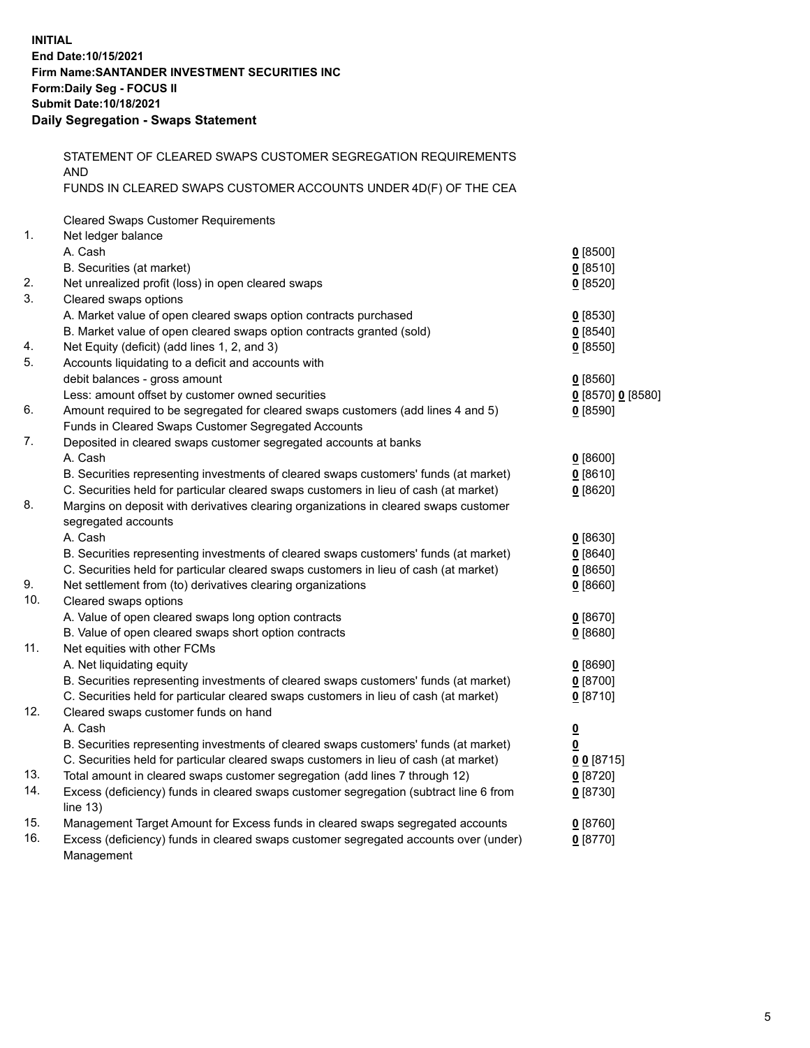**INITIAL**
**End Date:10/15/2021**
**Firm Name:SANTANDER INVESTMENT SECURITIES INC**
**Form:Daily Seg - FOCUS II**
**Submit Date:10/18/2021**
**Daily Segregation - Swaps Statement**

STATEMENT OF CLEARED SWAPS CUSTOMER SEGREGATION REQUIREMENTS AND FUNDS IN CLEARED SWAPS CUSTOMER ACCOUNTS UNDER 4D(F) OF THE CEA

| | | |
|---|---|---|
| | Cleared Swaps Customer Requirements | |
| 1. | Net ledger balance | |
| | A. Cash | 0 [8500] |
| | B. Securities (at market) | 0 [8510] |
| 2. | Net unrealized profit (loss) in open cleared swaps | 0 [8520] |
| 3. | Cleared swaps options | |
| | A. Market value of open cleared swaps option contracts purchased | 0 [8530] |
| | B. Market value of open cleared swaps option contracts granted (sold) | 0 [8540] |
| 4. | Net Equity (deficit) (add lines 1, 2, and 3) | 0 [8550] |
| 5. | Accounts liquidating to a deficit and accounts with | |
| | debit balances - gross amount | 0 [8560] |
| | Less: amount offset by customer owned securities | 0 [8570] 0 [8580] |
| 6. | Amount required to be segregated for cleared swaps customers (add lines 4 and 5) | 0 [8590] |
| | Funds in Cleared Swaps Customer Segregated Accounts | |
| 7. | Deposited in cleared swaps customer segregated accounts at banks | |
| | A. Cash | 0 [8600] |
| | B. Securities representing investments of cleared swaps customers' funds (at market) | 0 [8610] |
| | C. Securities held for particular cleared swaps customers in lieu of cash (at market) | 0 [8620] |
| 8. | Margins on deposit with derivatives clearing organizations in cleared swaps customer segregated accounts | |
| | A. Cash | 0 [8630] |
| | B. Securities representing investments of cleared swaps customers' funds (at market) | 0 [8640] |
| | C. Securities held for particular cleared swaps customers in lieu of cash (at market) | 0 [8650] |
| 9. | Net settlement from (to) derivatives clearing organizations | 0 [8660] |
| 10. | Cleared swaps options | |
| | A. Value of open cleared swaps long option contracts | 0 [8670] |
| | B. Value of open cleared swaps short option contracts | 0 [8680] |
| 11. | Net equities with other FCMs | |
| | A. Net liquidating equity | 0 [8690] |
| | B. Securities representing investments of cleared swaps customers' funds (at market) | 0 [8700] |
| | C. Securities held for particular cleared swaps customers in lieu of cash (at market) | 0 [8710] |
| 12. | Cleared swaps customer funds on hand | |
| | A. Cash | 0 |
| | B. Securities representing investments of cleared swaps customers' funds (at market) | 0 |
| | C. Securities held for particular cleared swaps customers in lieu of cash (at market) | 0 0 [8715] |
| 13. | Total amount in cleared swaps customer segregation (add lines 7 through 12) | 0 [8720] |
| 14. | Excess (deficiency) funds in cleared swaps customer segregation (subtract line 6 from line 13) | 0 [8730] |
| 15. | Management Target Amount for Excess funds in cleared swaps segregated accounts | 0 [8760] |
| 16. | Excess (deficiency) funds in cleared swaps customer segregated accounts over (under) Management | 0 [8770] |